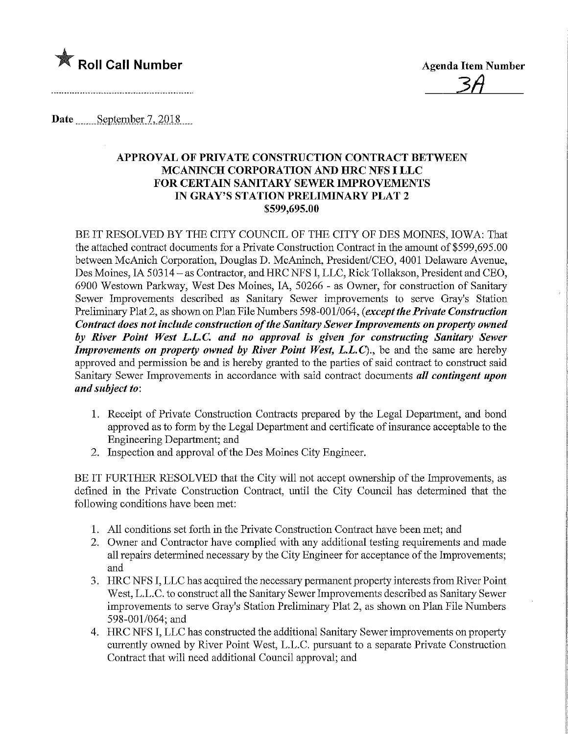★ **Roll Call Number**

**Agenda Item Number**

3A

Date September 7, 2018

**APPROVAL OF PRIVATE CONSTRUCTION CONTRACT BETWEEN MCANINCH CORPORATION AND HRC NFS I LLC FOR CERTAIN SANITARY SEWER IMPROVEMENTS IN GRAY'S STATION PRELIMINARY PLAT 2 $599,695.00**

BE IT RESOLVED BY THE CITY COUNCIL OF THE CITY OF DES MOINES, IOWA: That the attached contract documents for a Private Construction Contract in the amount of $599,695.00 between McAnich Corporation, Douglas D. McAninch, President/CEO, 4001 Delaware Avenue, Des Moines, IA 50314 – as Contractor, and HRC NFS I, LLC, Rick Tollakson, President and CEO, 6900 Westown Parkway, West Des Moines, IA, 50266 - as Owner, for construction of Sanitary Sewer Improvements described as Sanitary Sewer improvements to serve Gray's Station Preliminary Plat 2, as shown on Plan File Numbers 598-001/064, ***(except the Private Construction Contract does not include construction of the Sanitary Sewer Improvements on property owned by River Point West L.L.C. and no approval is given for constructing Sanitary Sewer Improvements on property owned by River Point West, L.L.C)***., be and the same are hereby approved and permission be and is hereby granted to the parties of said contract to construct said Sanitary Sewer Improvements in accordance with said contract documents ***all contingent upon and subject to***:

1. Receipt of Private Construction Contracts prepared by the Legal Department, and bond approved as to form by the Legal Department and certificate of insurance acceptable to the Engineering Department; and
2. Inspection and approval of the Des Moines City Engineer.

BE IT FURTHER RESOLVED that the City will not accept ownership of the Improvements, as defined in the Private Construction Contract, until the City Council has determined that the following conditions have been met:

1. All conditions set forth in the Private Construction Contract have been met; and
2. Owner and Contractor have complied with any additional testing requirements and made all repairs determined necessary by the City Engineer for acceptance of the Improvements; and
3. HRC NFS I, LLC has acquired the necessary permanent property interests from River Point West, L.L.C. to construct all the Sanitary Sewer Improvements described as Sanitary Sewer improvements to serve Gray's Station Preliminary Plat 2, as shown on Plan File Numbers 598-001/064; and
4. HRC NFS I, LLC has constructed the additional Sanitary Sewer improvements on property currently owned by River Point West, L.L.C. pursuant to a separate Private Construction Contract that will need additional Council approval; and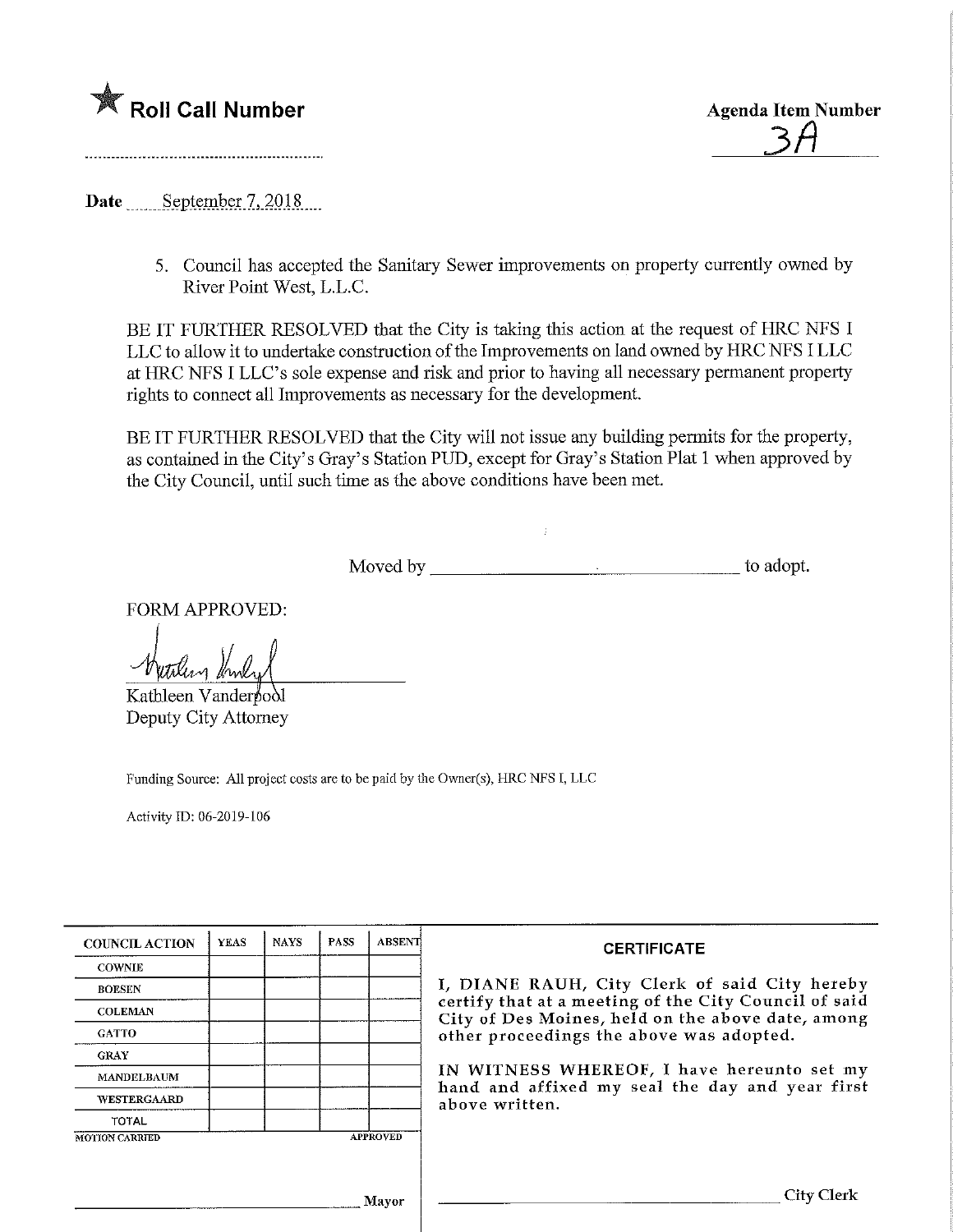**Roll Call Number**

**Agenda Item Number**
3A

**Date** September 7, 2018

5. Council has accepted the Sanitary Sewer improvements on property currently owned by River Point West, L.L.C.

BE IT FURTHER RESOLVED that the City is taking this action at the request of HRC NFS I LLC to allow it to undertake construction of the Improvements on land owned by HRC NFS I LLC at HRC NFS I LLC's sole expense and risk and prior to having all necessary permanent property rights to connect all Improvements as necessary for the development.

BE IT FURTHER RESOLVED that the City will not issue any building permits for the property, as contained in the City's Gray's Station PUD, except for Gray's Station Plat 1 when approved by the City Council, until such time as the above conditions have been met.

Moved by ______________________________ to adopt.

FORM APPROVED:

Kathleen Vanderpool
Deputy City Attorney

Funding Source: All project costs are to be paid by the Owner(s), HRC NFS I, LLC

Activity ID: 06-2019-106

| COUNCIL ACTION | YEAS | NAYS | PASS | ABSENT |
|---|---|---|---|---|
| COWNIE | | | | |
| BOESEN | | | | |
| COLEMAN | | | | |
| GATTO | | | | |
| GRAY | | | | |
| MANDELBAUM | | | | |
| WESTERGAARD | | | | |
| TOTAL | | | | |

MOTION CARRIED APPROVED

______________________________ Mayor

**CERTIFICATE**

I, DIANE RAUH, City Clerk of said City hereby certify that at a meeting of the City Council of said City of Des Moines, held on the above date, among other proceedings the above was adopted.

IN WITNESS WHEREOF, I have hereunto set my hand and affixed my seal the day and year first above written.

______________________________ City Clerk